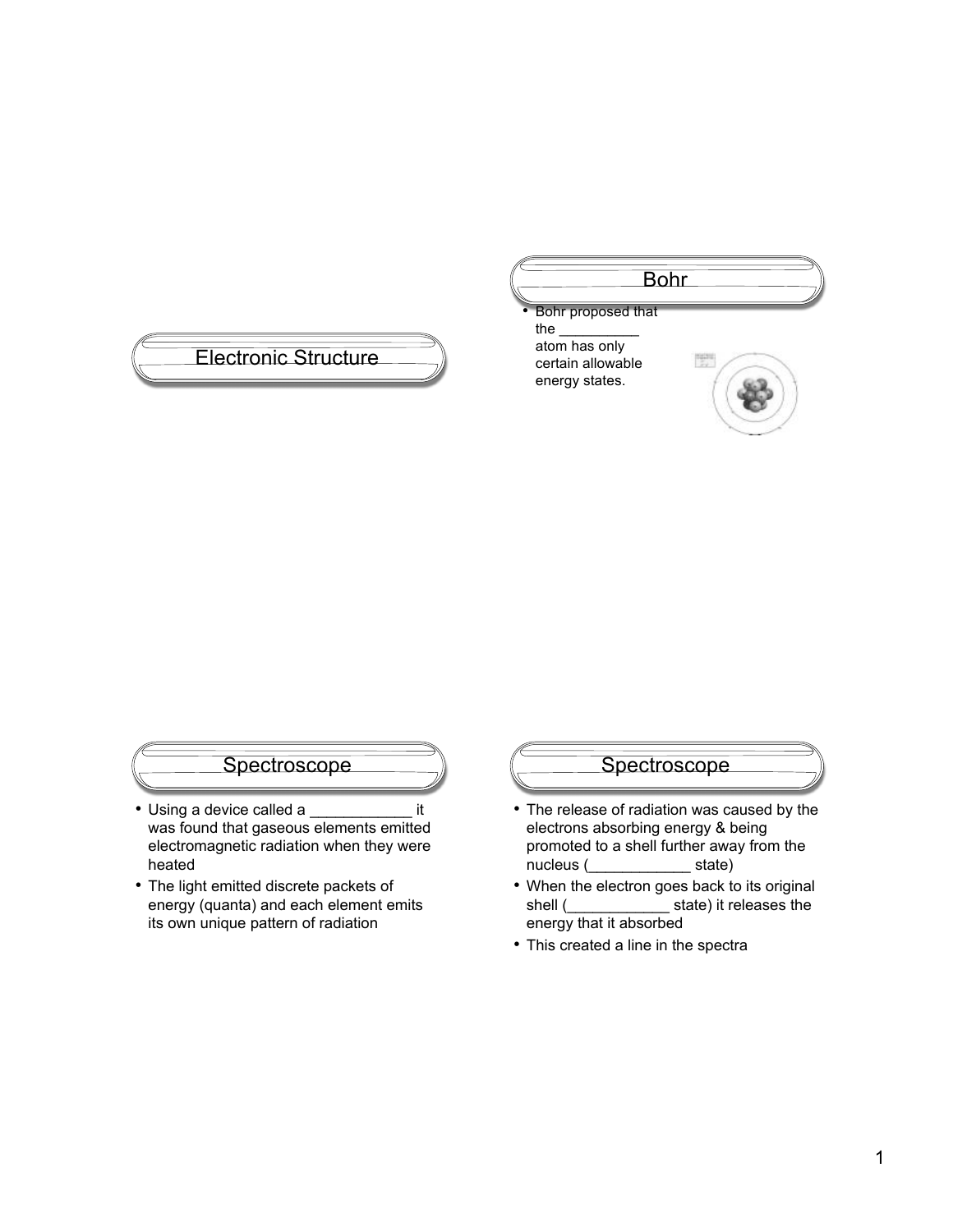## Electronic Structure

## Bohr

- Bohr proposed that the __________ atom has only certain allowable energy states.

## Spectroscope

- Using a device called a ____________ it was found that gaseous elements emitted electromagnetic radiation when they were heated
- The light emitted discrete packets of energy (quanta) and each element emits its own unique pattern of radiation

## Spectroscope

- The release of radiation was caused by the electrons absorbing energy & being promoted to a shell further away from the nucleus (____________ state)
- When the electron goes back to its original shell (____________ state) it releases the energy that it absorbed
- This created a line in the spectra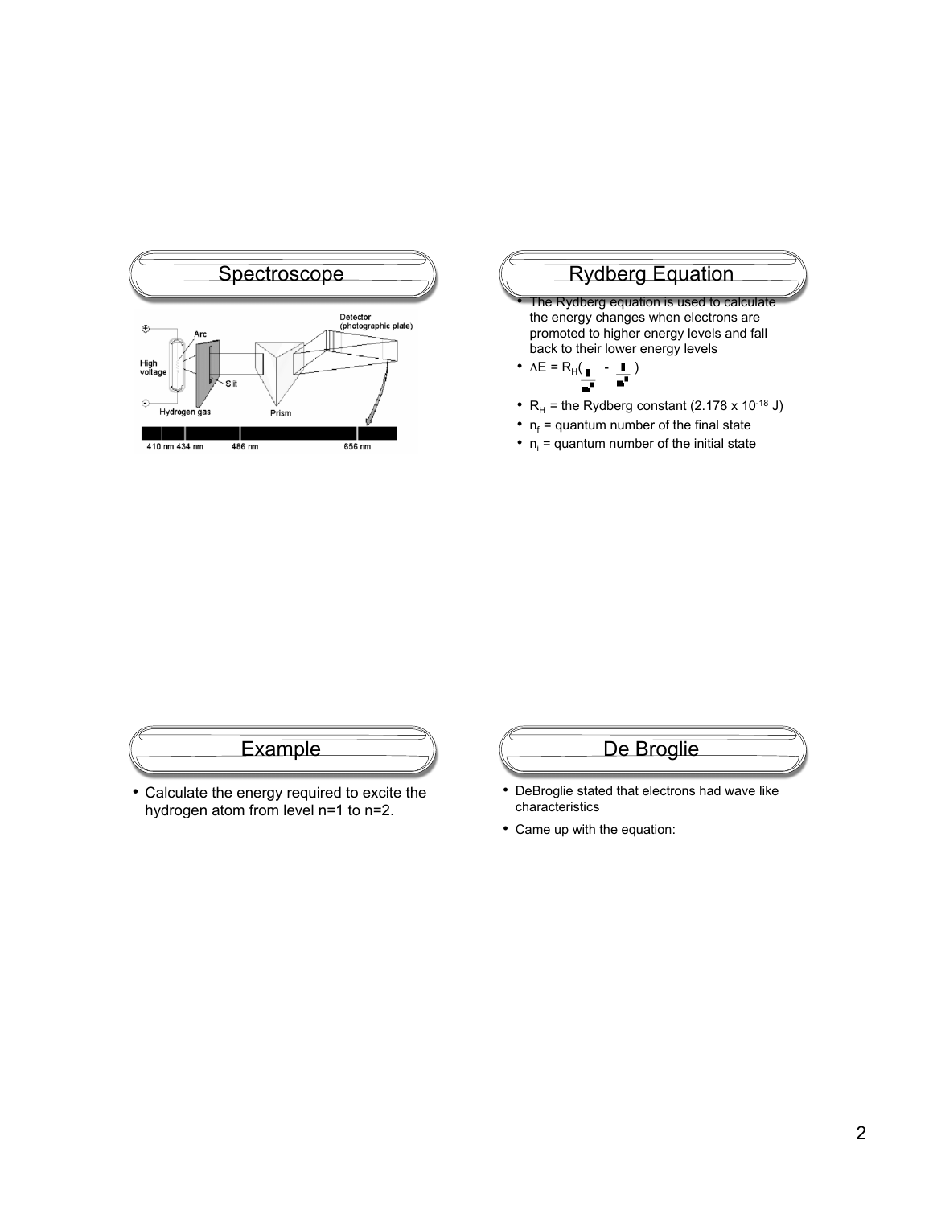## Spectroscope

## Rydberg Equation

- The Rydberg equation is used to calculate the energy changes when electrons are promoted to higher energy levels and fall back to their lower energy levels
- $\Delta E = R_H\left(\frac{1}{n_i^2} - \frac{1}{n_f^2}\right)$
- $R_H$ = the Rydberg constant ($2.178 \times 10^{-18}$ J)
- $n_f$ = quantum number of the final state
- $n_i$ = quantum number of the initial state

## Example

- Calculate the energy required to excite the hydrogen atom from level n=1 to n=2.

## De Broglie

- DeBroglie stated that electrons had wave like characteristics
- Came up with the equation: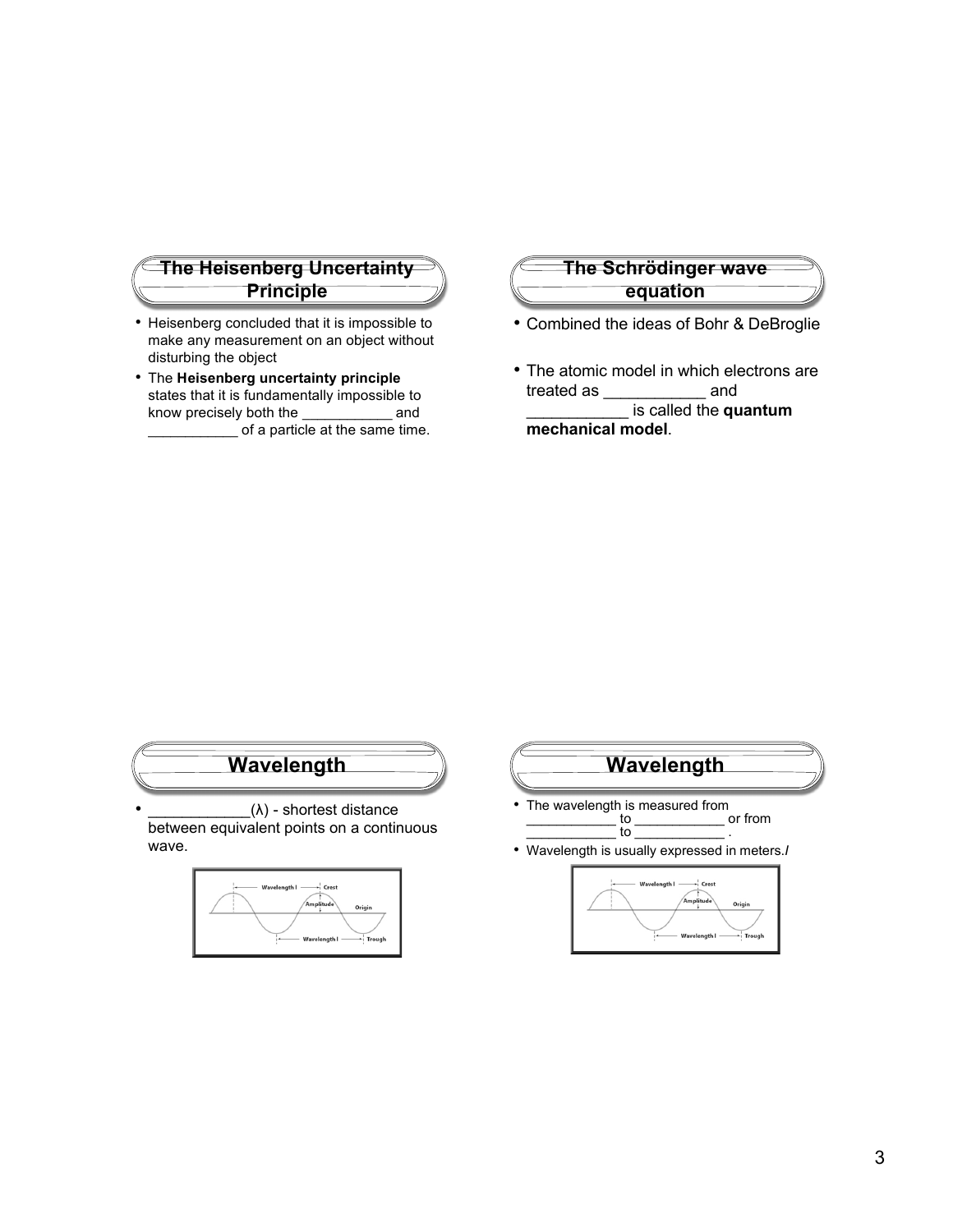## The Heisenberg Uncertainty Principle

- Heisenberg concluded that it is impossible to make any measurement on an object without disturbing the object
- The **Heisenberg uncertainty principle** states that it is fundamentally impossible to know precisely both the ___________ and ___________ of a particle at the same time.

## The Schrödinger wave equation

- Combined the ideas of Bohr & DeBroglie
- The atomic model in which electrons are treated as ___________ and ___________ is called the **quantum mechanical model**.

## Wavelength

- ____________($\lambda$) - shortest distance between equivalent points on a continuous wave.

## Wavelength

- The wavelength is measured from ___________ to ____________ or from ___________ to ____________ .
- Wavelength is usually expressed in meters.*l*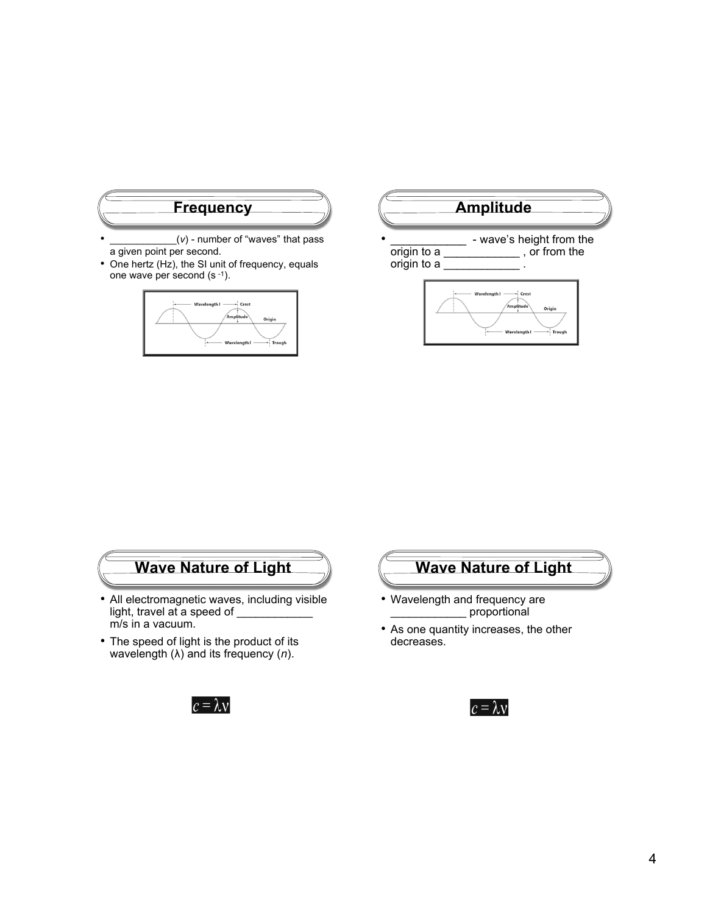## Frequency

- ___________($v$) - number of "waves" that pass a given point per second.
- One hertz (Hz), the SI unit of frequency, equals one wave per second ($s^{-1}$).

## Amplitude

- ____________ - wave's height from the origin to a ____________ , or from the origin to a ____________ .

## Wave Nature of Light

- All electromagnetic waves, including visible light, travel at a speed of ____________ m/s in a vacuum.
- The speed of light is the product of its wavelength (λ) and its frequency (*n*).

$$c = \lambda v$$

## Wave Nature of Light

- Wavelength and frequency are ____________ proportional
- As one quantity increases, the other decreases.

$$c = \lambda v$$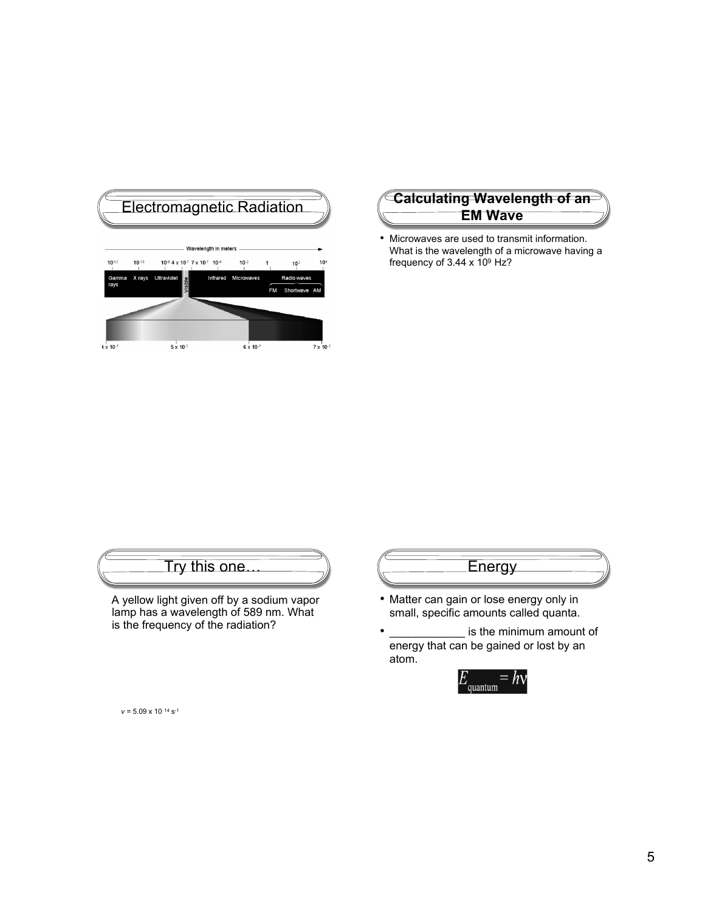## Electromagnetic Radiation

Wavelength in meters

$10^{-12}$ | $10^{-10}$ | $10^{-8}$ $4 \times 10^{-7}$ | $7 \times 10^{-7}$ | $10^{-4}$ | $10^{-2}$ | 1 | $10^{2}$ | $10^{4}$

Gamma rays | X rays | Ultraviolet | Visible | Infrared | Microwaves | Radio waves (FM, Shortwave, AM)

$4 \times 10^{-7}$ | $5 \times 10^{-7}$ | $6 \times 10^{-7}$ | $7 \times 10^{-7}$

## Calculating Wavelength of an EM Wave

- Microwaves are used to transmit information. What is the wavelength of a microwave having a frequency of $3.44 \times 10^{9}$ Hz?

## Try this one…

A yellow light given off by a sodium vapor lamp has a wavelength of 589 nm. What is the frequency of the radiation?

$v = 5.09 \times 10^{14}\ s^{-1}$

## Energy

- Matter can gain or lose energy only in small, specific amounts called quanta.
- ____________ is the minimum amount of energy that can be gained or lost by an atom.

$$E_{\text{quantum}} = h\nu$$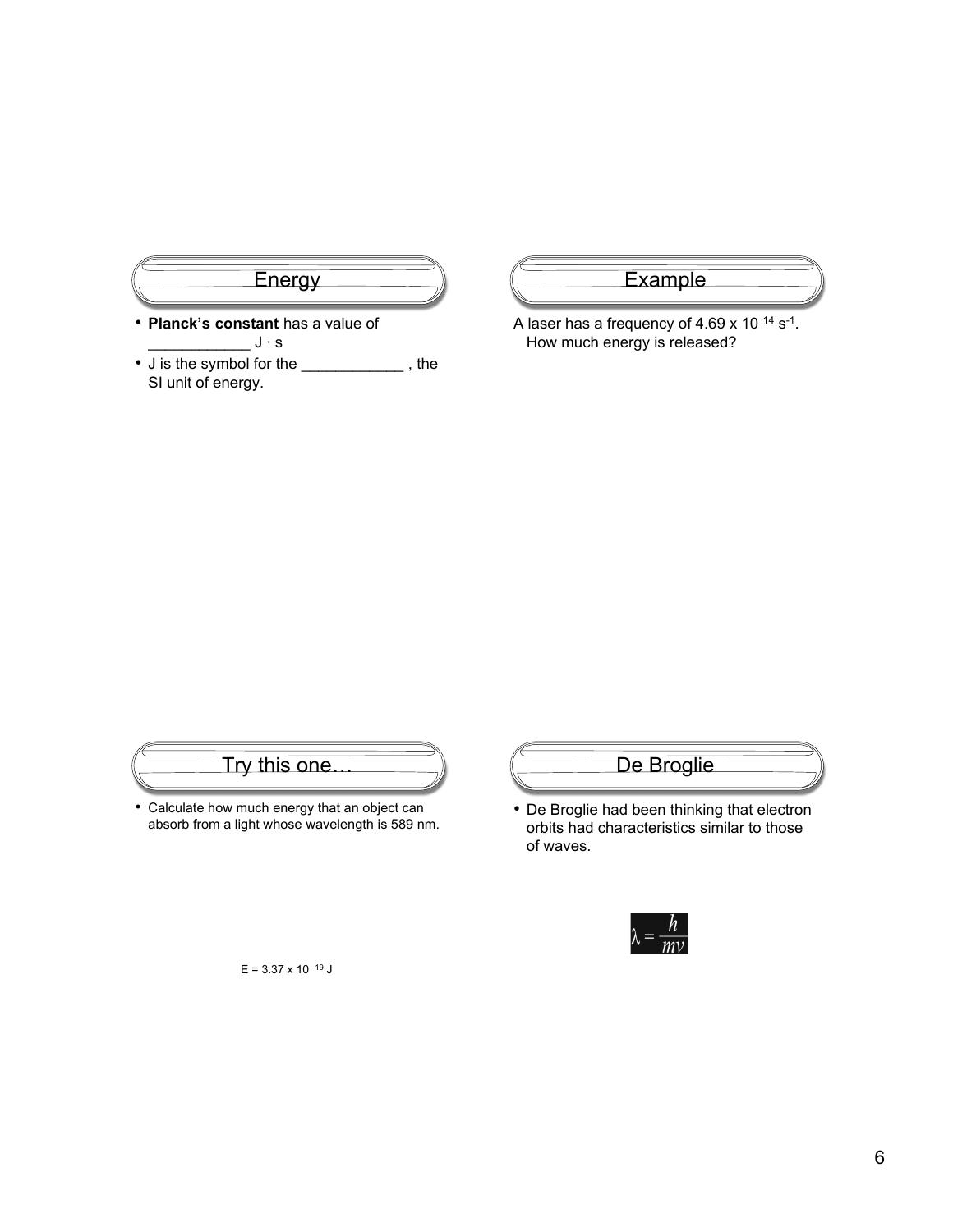## Energy

- **Planck's constant** has a value of ____________ J · s
- J is the symbol for the ____________ , the SI unit of energy.

## Example

A laser has a frequency of $4.69 \times 10^{14}\ s^{-1}$. How much energy is released?

## Try this one…

- Calculate how much energy that an object can absorb from a light whose wavelength is 589 nm.

$E = 3.37 \times 10^{-19}$ J

## De Broglie

- De Broglie had been thinking that electron orbits had characteristics similar to those of waves.

$$\lambda = \frac{h}{mv}$$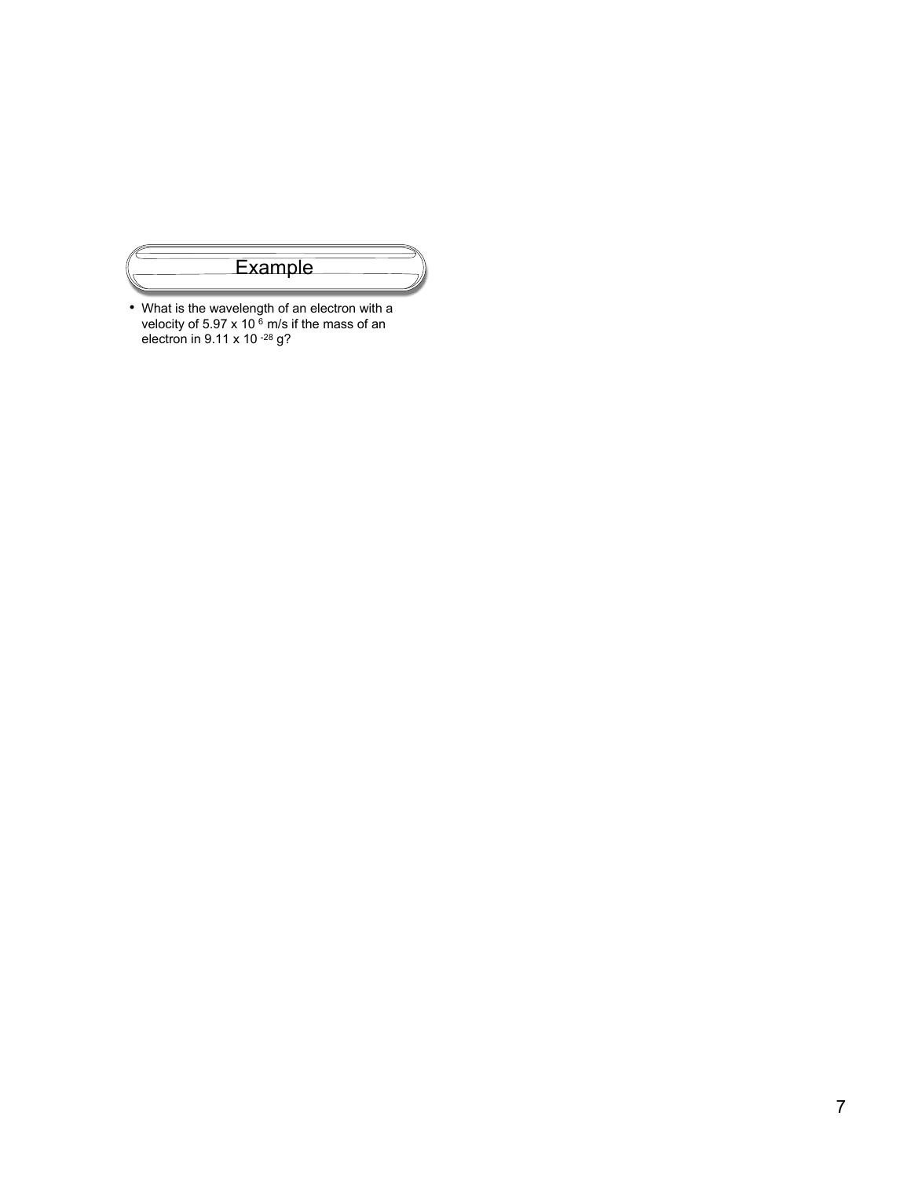## Example

- What is the wavelength of an electron with a velocity of $5.97 \times 10^{6}$ m/s if the mass of an electron in $9.11 \times 10^{-28}$ g?